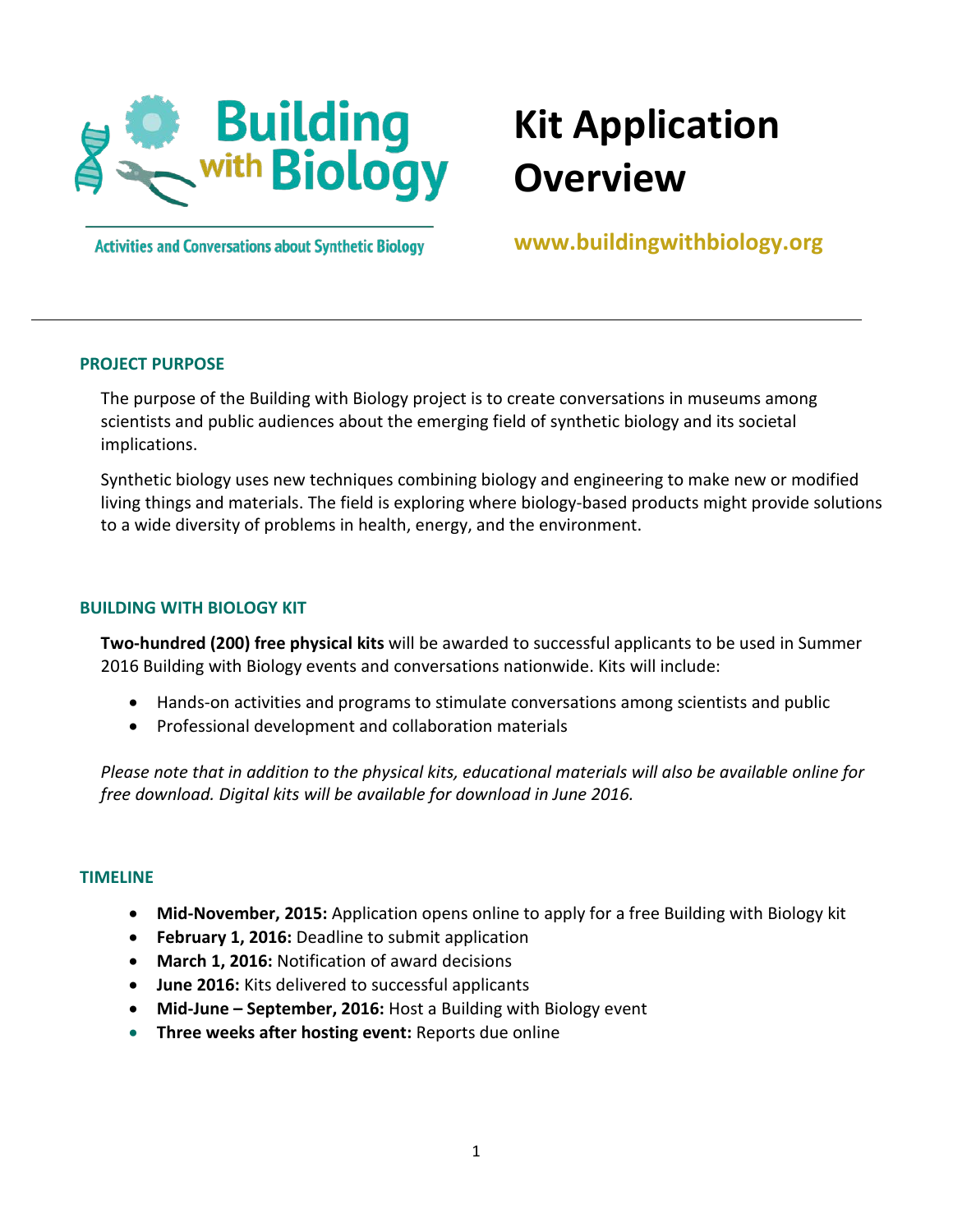Building with Biology

Activities and Conversations about Synthetic Biology

# Kit Application Overview

**www.buildingwithbiology.org**

---

## PROJECT PURPOSE

The purpose of the Building with Biology project is to create conversations in museums among scientists and public audiences about the emerging field of synthetic biology and its societal implications.

Synthetic biology uses new techniques combining biology and engineering to make new or modified living things and materials. The field is exploring where biology-based products might provide solutions to a wide diversity of problems in health, energy, and the environment.

## BUILDING WITH BIOLOGY KIT

**Two-hundred (200) free physical kits** will be awarded to successful applicants to be used in Summer 2016 Building with Biology events and conversations nationwide. Kits will include:

- Hands-on activities and programs to stimulate conversations among scientists and public
- Professional development and collaboration materials

*Please note that in addition to the physical kits, educational materials will also be available online for free download. Digital kits will be available for download in June 2016.*

## TIMELINE

- **Mid-November, 2015:** Application opens online to apply for a free Building with Biology kit
- **February 1, 2016:** Deadline to submit application
- **March 1, 2016:** Notification of award decisions
- **June 2016:** Kits delivered to successful applicants
- **Mid-June – September, 2016:** Host a Building with Biology event
- **Three weeks after hosting event:** Reports due online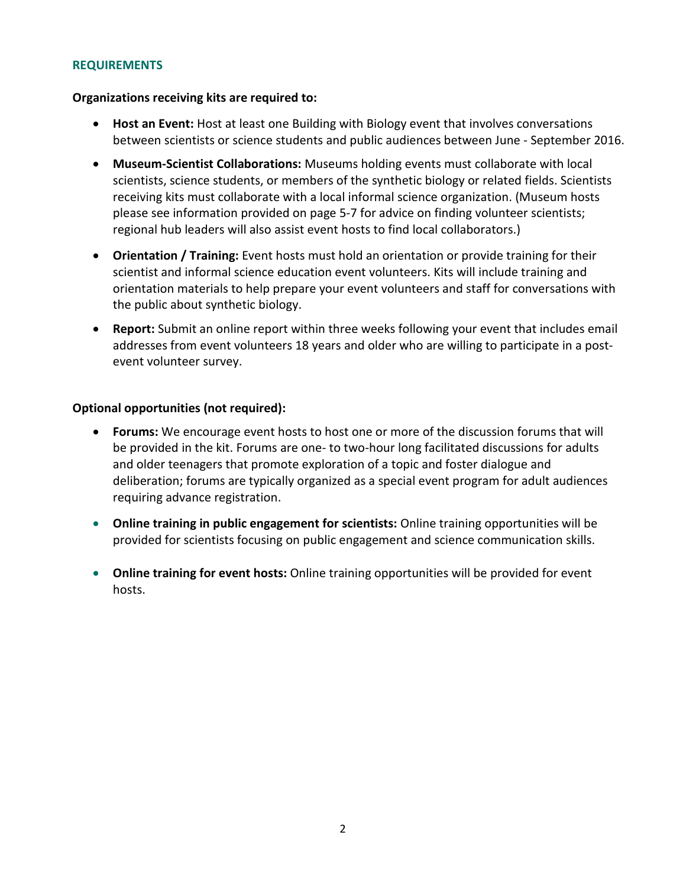## REQUIREMENTS

**Organizations receiving kits are required to:**

- **Host an Event:** Host at least one Building with Biology event that involves conversations between scientists or science students and public audiences between June - September 2016.
- **Museum-Scientist Collaborations:** Museums holding events must collaborate with local scientists, science students, or members of the synthetic biology or related fields. Scientists receiving kits must collaborate with a local informal science organization. (Museum hosts please see information provided on page 5-7 for advice on finding volunteer scientists; regional hub leaders will also assist event hosts to find local collaborators.)
- **Orientation / Training:** Event hosts must hold an orientation or provide training for their scientist and informal science education event volunteers. Kits will include training and orientation materials to help prepare your event volunteers and staff for conversations with the public about synthetic biology.
- **Report:** Submit an online report within three weeks following your event that includes email addresses from event volunteers 18 years and older who are willing to participate in a post-event volunteer survey.

**Optional opportunities (not required):**

- **Forums:** We encourage event hosts to host one or more of the discussion forums that will be provided in the kit. Forums are one- to two-hour long facilitated discussions for adults and older teenagers that promote exploration of a topic and foster dialogue and deliberation; forums are typically organized as a special event program for adult audiences requiring advance registration.
- **Online training in public engagement for scientists:** Online training opportunities will be provided for scientists focusing on public engagement and science communication skills.
- **Online training for event hosts:** Online training opportunities will be provided for event hosts.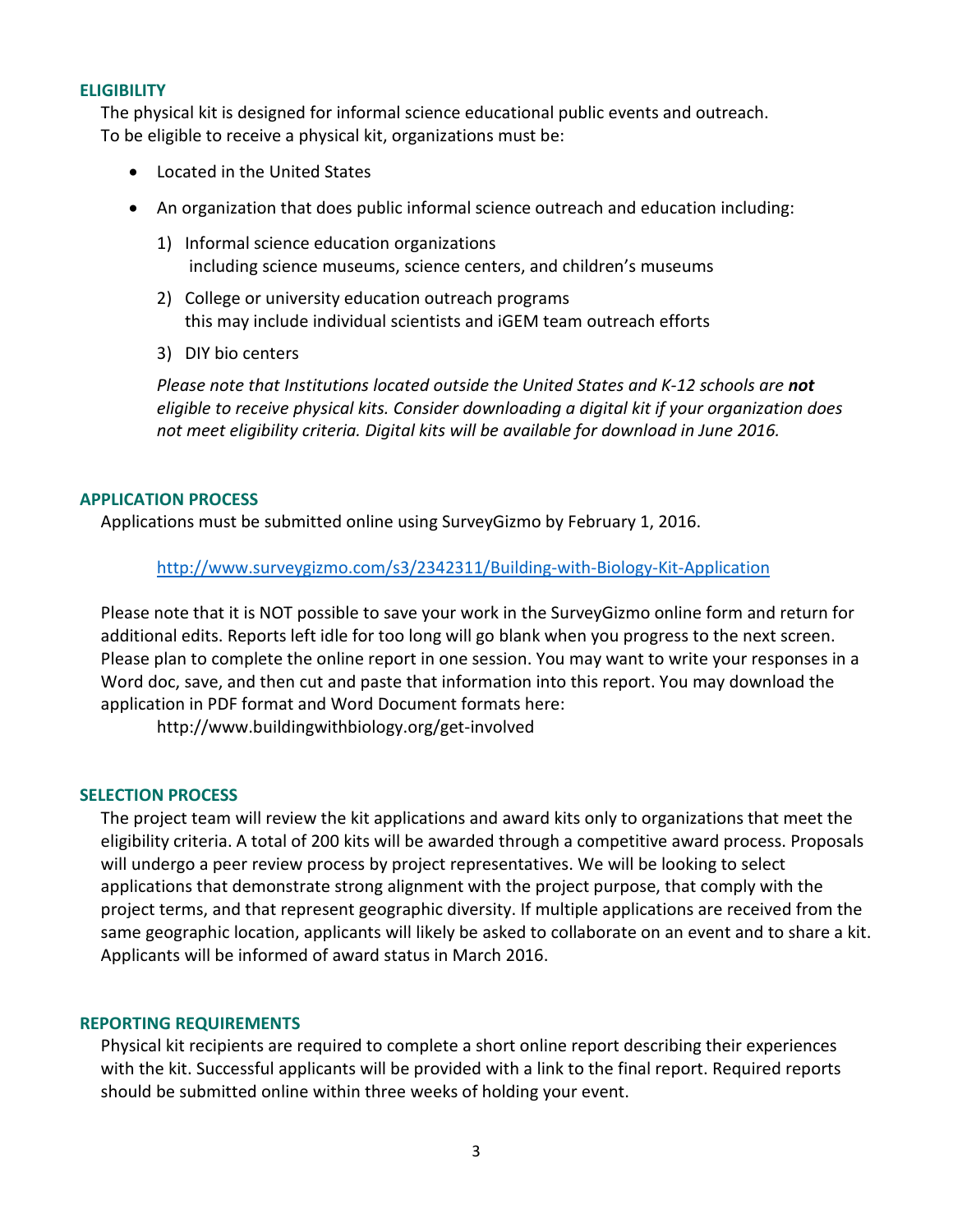## ELIGIBILITY

The physical kit is designed for informal science educational public events and outreach. To be eligible to receive a physical kit, organizations must be:

- Located in the United States
- An organization that does public informal science outreach and education including:
    1) Informal science education organizations
       including science museums, science centers, and children's museums
    2) College or university education outreach programs
       this may include individual scientists and iGEM team outreach efforts
    3) DIY bio centers

    *Please note that Institutions located outside the United States and K-12 schools are **not** eligible to receive physical kits. Consider downloading a digital kit if your organization does not meet eligibility criteria. Digital kits will be available for download in June 2016.*

## APPLICATION PROCESS

Applications must be submitted online using SurveyGizmo by February 1, 2016.

[http://www.surveygizmo.com/s3/2342311/Building-with-Biology-Kit-Application](http://www.surveygizmo.com/s3/2342311/Building-with-Biology-Kit-Application)

Please note that it is NOT possible to save your work in the SurveyGizmo online form and return for additional edits. Reports left idle for too long will go blank when you progress to the next screen. Please plan to complete the online report in one session. You may want to write your responses in a Word doc, save, and then cut and paste that information into this report. You may download the application in PDF format and Word Document formats here:

http://www.buildingwithbiology.org/get-involved

## SELECTION PROCESS

The project team will review the kit applications and award kits only to organizations that meet the eligibility criteria. A total of 200 kits will be awarded through a competitive award process. Proposals will undergo a peer review process by project representatives. We will be looking to select applications that demonstrate strong alignment with the project purpose, that comply with the project terms, and that represent geographic diversity. If multiple applications are received from the same geographic location, applicants will likely be asked to collaborate on an event and to share a kit. Applicants will be informed of award status in March 2016.

## REPORTING REQUIREMENTS

Physical kit recipients are required to complete a short online report describing their experiences with the kit. Successful applicants will be provided with a link to the final report. Required reports should be submitted online within three weeks of holding your event.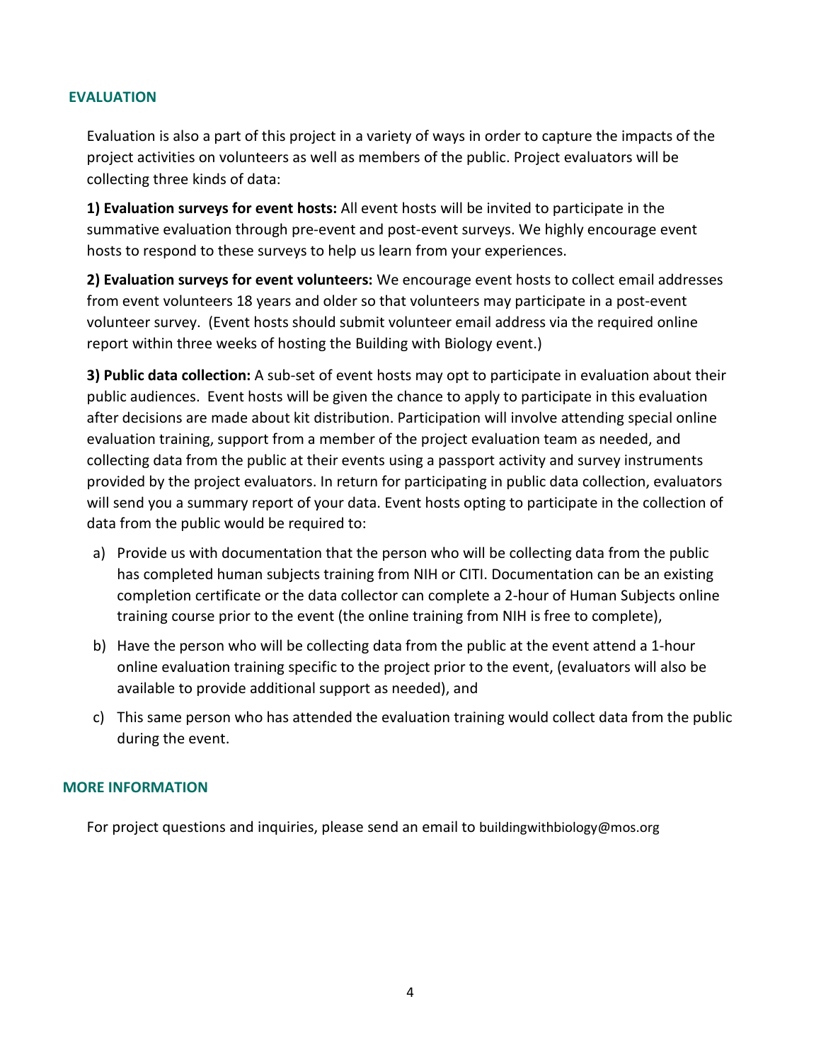## EVALUATION

Evaluation is also a part of this project in a variety of ways in order to capture the impacts of the project activities on volunteers as well as members of the public. Project evaluators will be collecting three kinds of data:

**1) Evaluation surveys for event hosts:** All event hosts will be invited to participate in the summative evaluation through pre-event and post-event surveys. We highly encourage event hosts to respond to these surveys to help us learn from your experiences.

**2) Evaluation surveys for event volunteers:** We encourage event hosts to collect email addresses from event volunteers 18 years and older so that volunteers may participate in a post-event volunteer survey. (Event hosts should submit volunteer email address via the required online report within three weeks of hosting the Building with Biology event.)

**3) Public data collection:** A sub-set of event hosts may opt to participate in evaluation about their public audiences. Event hosts will be given the chance to apply to participate in this evaluation after decisions are made about kit distribution. Participation will involve attending special online evaluation training, support from a member of the project evaluation team as needed, and collecting data from the public at their events using a passport activity and survey instruments provided by the project evaluators. In return for participating in public data collection, evaluators will send you a summary report of your data. Event hosts opting to participate in the collection of data from the public would be required to:

a) Provide us with documentation that the person who will be collecting data from the public has completed human subjects training from NIH or CITI. Documentation can be an existing completion certificate or the data collector can complete a 2-hour of Human Subjects online training course prior to the event (the online training from NIH is free to complete),

b) Have the person who will be collecting data from the public at the event attend a 1-hour online evaluation training specific to the project prior to the event, (evaluators will also be available to provide additional support as needed), and

c) This same person who has attended the evaluation training would collect data from the public during the event.

## MORE INFORMATION

For project questions and inquiries, please send an email to buildingwithbiology@mos.org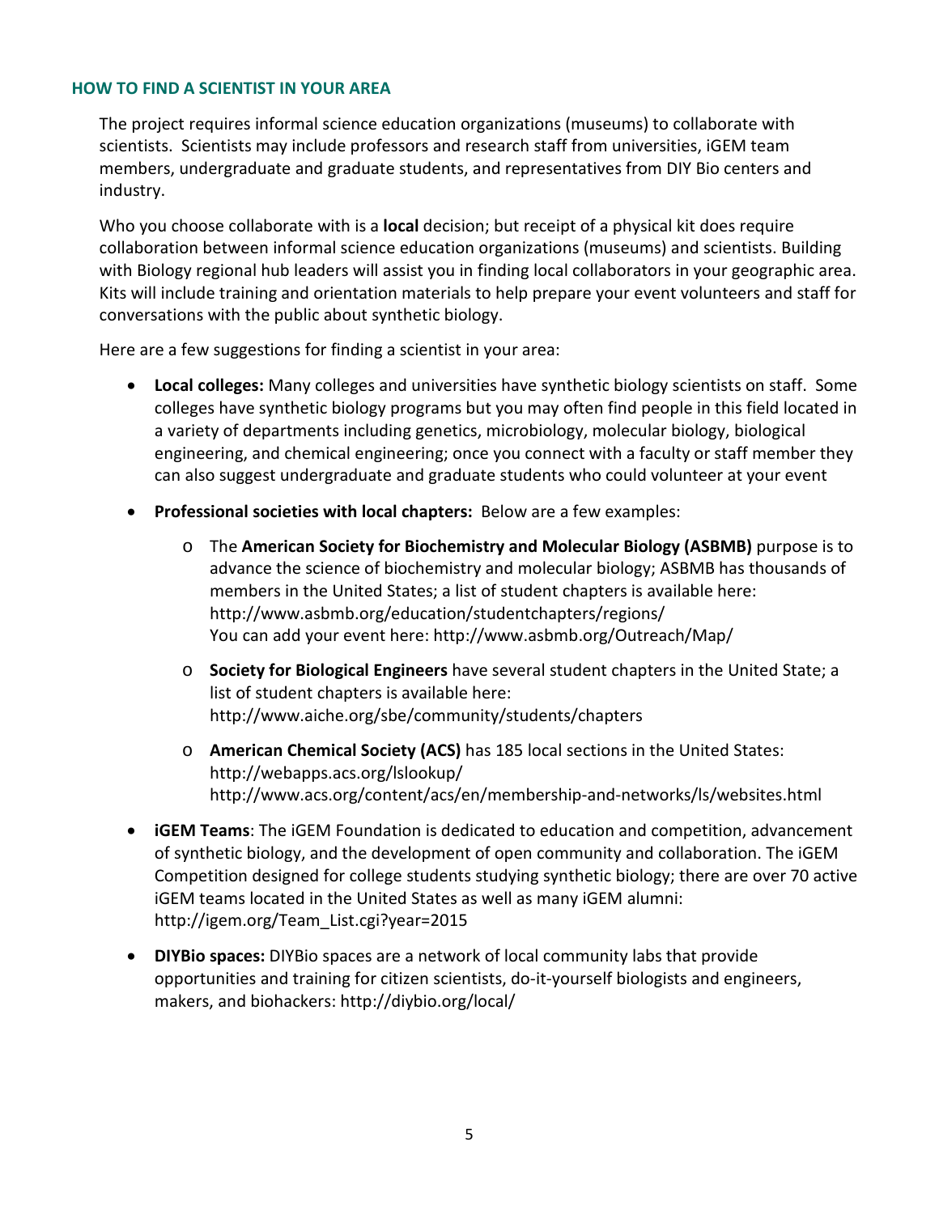## HOW TO FIND A SCIENTIST IN YOUR AREA

The project requires informal science education organizations (museums) to collaborate with scientists. Scientists may include professors and research staff from universities, iGEM team members, undergraduate and graduate students, and representatives from DIY Bio centers and industry.

Who you choose collaborate with is a **local** decision; but receipt of a physical kit does require collaboration between informal science education organizations (museums) and scientists. Building with Biology regional hub leaders will assist you in finding local collaborators in your geographic area. Kits will include training and orientation materials to help prepare your event volunteers and staff for conversations with the public about synthetic biology.

Here are a few suggestions for finding a scientist in your area:

- **Local colleges:** Many colleges and universities have synthetic biology scientists on staff. Some colleges have synthetic biology programs but you may often find people in this field located in a variety of departments including genetics, microbiology, molecular biology, biological engineering, and chemical engineering; once you connect with a faculty or staff member they can also suggest undergraduate and graduate students who could volunteer at your event
- **Professional societies with local chapters:** Below are a few examples:
    - The **American Society for Biochemistry and Molecular Biology (ASBMB)** purpose is to advance the science of biochemistry and molecular biology; ASBMB has thousands of members in the United States; a list of student chapters is available here: http://www.asbmb.org/education/studentchapters/regions/
      You can add your event here: http://www.asbmb.org/Outreach/Map/
    - **Society for Biological Engineers** have several student chapters in the United State; a list of student chapters is available here: http://www.aiche.org/sbe/community/students/chapters
    - **American Chemical Society (ACS)** has 185 local sections in the United States: http://webapps.acs.org/lslookup/
      http://www.acs.org/content/acs/en/membership-and-networks/ls/websites.html
- **iGEM Teams**: The iGEM Foundation is dedicated to education and competition, advancement of synthetic biology, and the development of open community and collaboration. The iGEM Competition designed for college students studying synthetic biology; there are over 70 active iGEM teams located in the United States as well as many iGEM alumni: http://igem.org/Team_List.cgi?year=2015
- **DIYBio spaces:** DIYBio spaces are a network of local community labs that provide opportunities and training for citizen scientists, do-it-yourself biologists and engineers, makers, and biohackers: http://diybio.org/local/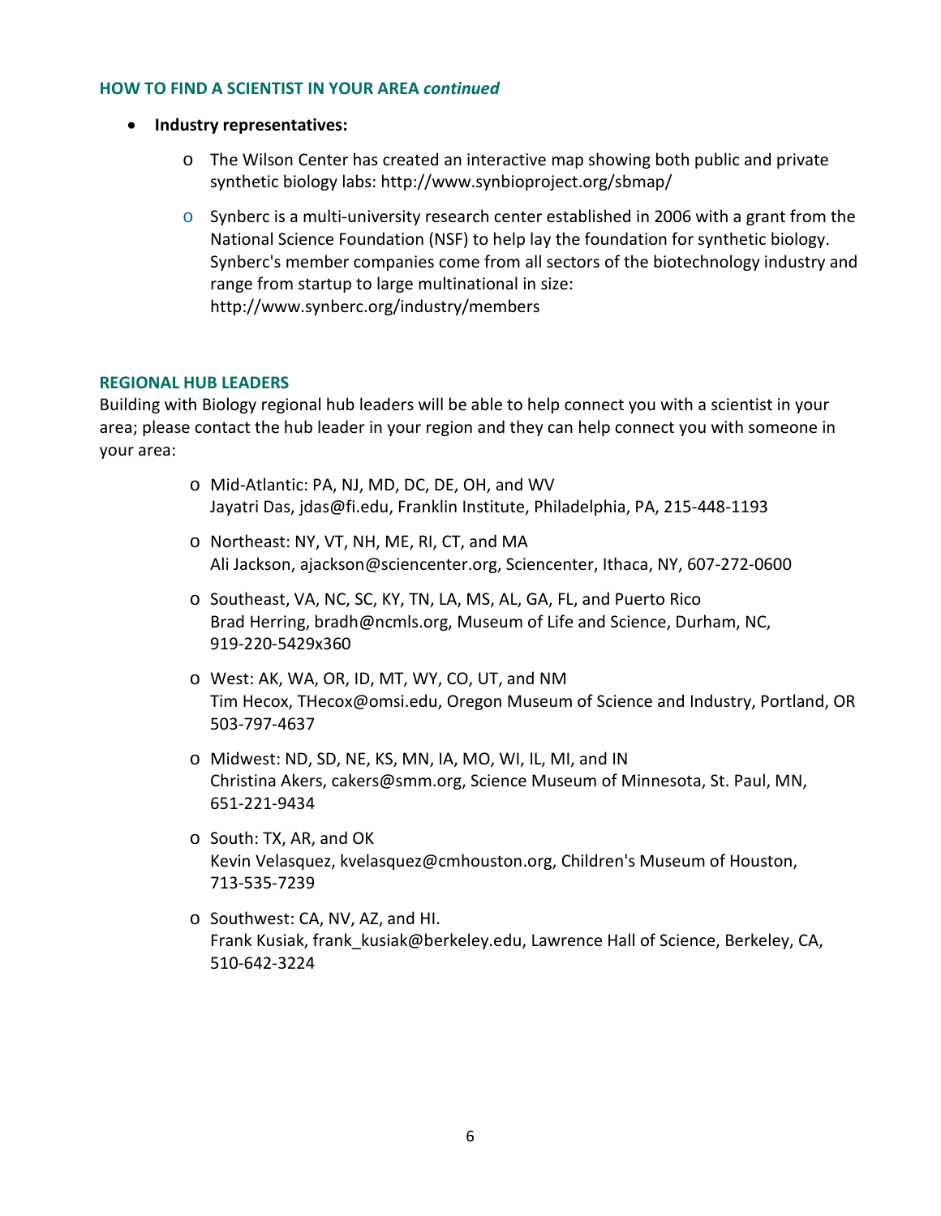### HOW TO FIND A SCIENTIST IN YOUR AREA *continued*

- **Industry representatives:**
  - The Wilson Center has created an interactive map showing both public and private synthetic biology labs: http://www.synbioproject.org/sbmap/
  - Synberc is a multi-university research center established in 2006 with a grant from the National Science Foundation (NSF) to help lay the foundation for synthetic biology. Synberc's member companies come from all sectors of the biotechnology industry and range from startup to large multinational in size: http://www.synberc.org/industry/members

### REGIONAL HUB LEADERS

Building with Biology regional hub leaders will be able to help connect you with a scientist in your area; please contact the hub leader in your region and they can help connect you with someone in your area:

- Mid-Atlantic: PA, NJ, MD, DC, DE, OH, and WV
  Jayatri Das, jdas@fi.edu, Franklin Institute, Philadelphia, PA, 215-448-1193
- Northeast: NY, VT, NH, ME, RI, CT, and MA
  Ali Jackson, ajackson@sciencenter.org, Sciencenter, Ithaca, NY, 607-272-0600
- Southeast, VA, NC, SC, KY, TN, LA, MS, AL, GA, FL, and Puerto Rico
  Brad Herring, bradh@ncmls.org, Museum of Life and Science, Durham, NC, 919-220-5429x360
- West: AK, WA, OR, ID, MT, WY, CO, UT, and NM
  Tim Hecox, THecox@omsi.edu, Oregon Museum of Science and Industry, Portland, OR 503-797-4637
- Midwest: ND, SD, NE, KS, MN, IA, MO, WI, IL, MI, and IN
  Christina Akers, cakers@smm.org, Science Museum of Minnesota, St. Paul, MN, 651-221-9434
- South: TX, AR, and OK
  Kevin Velasquez, kvelasquez@cmhouston.org, Children's Museum of Houston, 713-535-7239
- Southwest: CA, NV, AZ, and HI.
  Frank Kusiak, frank_kusiak@berkeley.edu, Lawrence Hall of Science, Berkeley, CA, 510-642-3224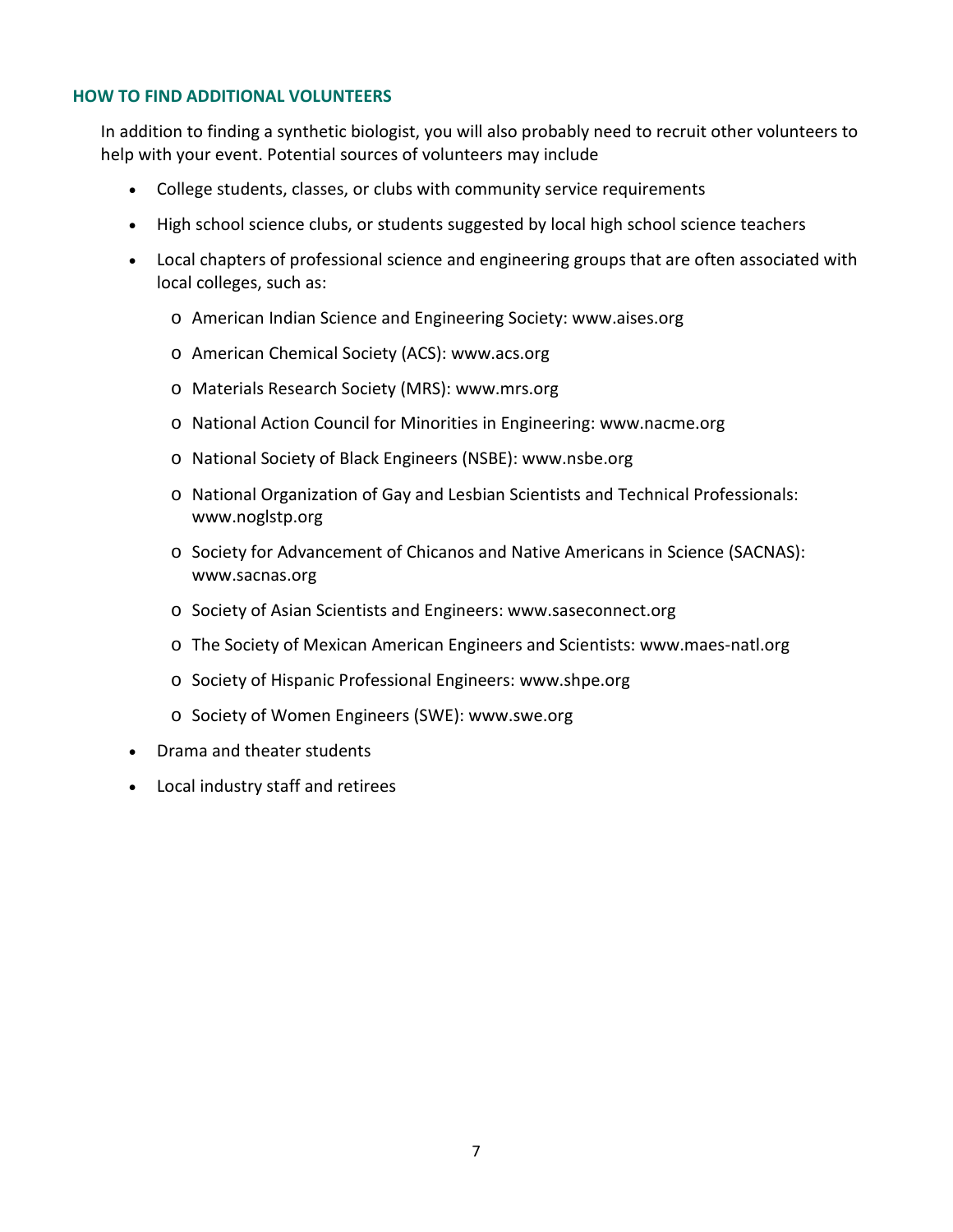### HOW TO FIND ADDITIONAL VOLUNTEERS

In addition to finding a synthetic biologist, you will also probably need to recruit other volunteers to help with your event. Potential sources of volunteers may include

- College students, classes, or clubs with community service requirements
- High school science clubs, or students suggested by local high school science teachers
- Local chapters of professional science and engineering groups that are often associated with local colleges, such as:
  - American Indian Science and Engineering Society: www.aises.org
  - American Chemical Society (ACS): www.acs.org
  - Materials Research Society (MRS): www.mrs.org
  - National Action Council for Minorities in Engineering: www.nacme.org
  - National Society of Black Engineers (NSBE): www.nsbe.org
  - National Organization of Gay and Lesbian Scientists and Technical Professionals: www.noglstp.org
  - Society for Advancement of Chicanos and Native Americans in Science (SACNAS): www.sacnas.org
  - Society of Asian Scientists and Engineers: www.saseconnect.org
  - The Society of Mexican American Engineers and Scientists: www.maes-natl.org
  - Society of Hispanic Professional Engineers: www.shpe.org
  - Society of Women Engineers (SWE): www.swe.org
- Drama and theater students
- Local industry staff and retirees